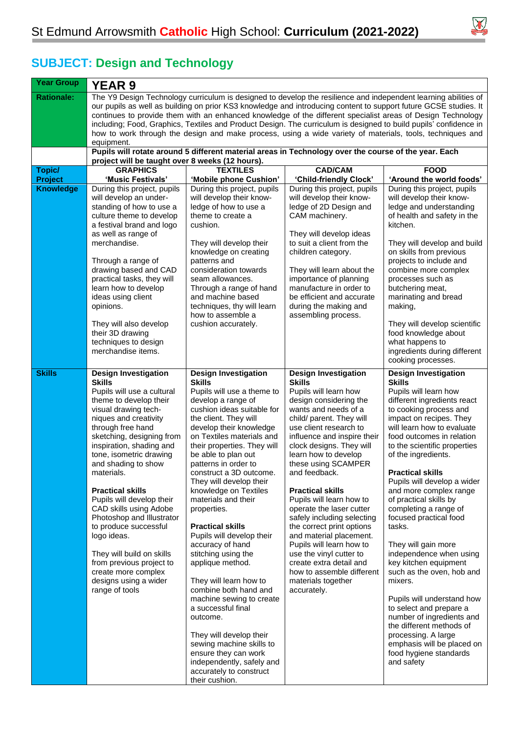# St Edmund Arrowsmith **Catholic** High School: **Curriculum (2021-2022)**

## SUBJECT: Design and Technology

| Year Group | YEAR 9 | | | |
|---|---|---|---|---|
| Rationale: | The Y9 Design Technology curriculum is designed to develop the resilience and independent learning abilities of our pupils as well as building on prior KS3 knowledge and introducing content to support future GCSE studies. It continues to provide them with an enhanced knowledge of the different specialist areas of Design Technology including; Food, Graphics, Textiles and Product Design. The curriculum is designed to build pupils' confidence in how to work through the design and make process, using a wide variety of materials, tools, techniques and equipment. | | | |
| | **Pupils will rotate around 5 different material areas in Technology over the course of the year. Each project will be taught over 8 weeks (12 hours).** | | | |
| **Topic/ Project** | **GRAPHICS 'Music Festivals'** | **TEXTILES 'Mobile phone Cushion'** | **CAD/CAM 'Child-friendly Clock'** | **FOOD 'Around the world foods'** |
| **Knowledge** | During this project, pupils will develop an under-standing of how to use a culture theme to develop a festival brand and logo as well as range of merchandise.<br><br>Through a range of drawing based and CAD practical tasks, they will learn how to develop ideas using client opinions.<br><br>They will also develop their 3D drawing techniques to design merchandise items. | During this project, pupils will develop their know-ledge of how to use a theme to create a cushion.<br><br>They will develop their knowledge on creating patterns and consideration towards seam allowances. Through a range of hand and machine based techniques, thy will learn how to assemble a cushion accurately. | During this project, pupils will develop their know-ledge of 2D Design and CAM machinery.<br><br>They will develop ideas to suit a client from the children category.<br><br>They will learn about the importance of planning manufacture in order to be efficient and accurate during the making and assembling process. | During this project, pupils will develop their know-ledge and understanding of health and safety in the kitchen.<br><br>They will develop and build on skills from previous projects to include and combine more complex processes such as butchering meat, marinating and bread making,<br><br>They will develop scientific food knowledge about what happens to ingredients during different cooking processes. |
| **Skills** | **Design Investigation Skills**<br>Pupils will use a cultural theme to develop their visual drawing tech-niques and creativity through free hand sketching, designing from inspiration, shading and tone, isometric drawing and shading to show materials.<br><br>**Practical skills**<br>Pupils will develop their CAD skills using Adobe Photoshop and Illustrator to produce successful logo ideas.<br><br>They will build on skills from previous project to create more complex designs using a wider range of tools | **Design Investigation Skills**<br>Pupils will use a theme to develop a range of cushion ideas suitable for the client. They will develop their knowledge on Textiles materials and their properties. They will be able to plan out patterns in order to construct a 3D outcome. They will develop their knowledge on Textiles materials and their properties.<br><br>**Practical skills**<br>Pupils will develop their accuracy of hand stitching using the applique method.<br><br>They will learn how to combine both hand and machine sewing to create a successful final outcome.<br><br>They will develop their sewing machine skills to ensure they can work independently, safely and accurately to construct their cushion. | **Design Investigation Skills**<br>Pupils will learn how design considering the wants and needs of a child/ parent. They will use client research to influence and inspire their clock designs. They will learn how to develop these using SCAMPER and feedback.<br><br>**Practical skills**<br>Pupils will learn how to operate the laser cutter safely including selecting the correct print options and material placement. Pupils will learn how to use the vinyl cutter to create extra detail and how to assemble different materials together accurately. | **Design Investigation Skills**<br>Pupils will learn how different ingredients react to cooking process and impact on recipes. They will learn how to evaluate food outcomes in relation to the scientific properties of the ingredients.<br><br>**Practical skills**<br>Pupils will develop a wider and more complex range of practical skills by completing a range of focused practical food tasks.<br><br>They will gain more independence when using key kitchen equipment such as the oven, hob and mixers.<br><br>Pupils will understand how to select and prepare a number of ingredients and the different methods of processing. A large emphasis will be placed on food hygiene standards and safety |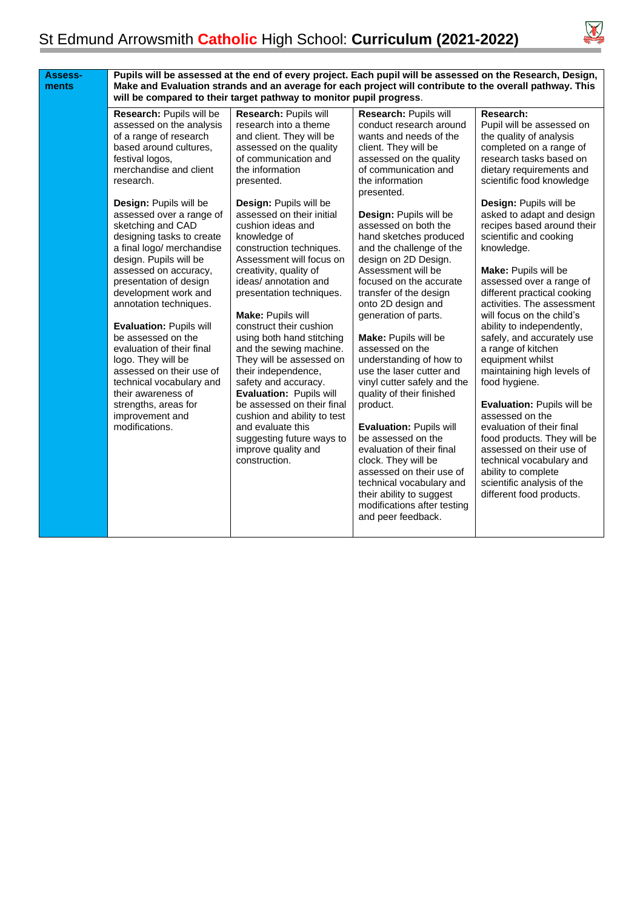| | | | | |
|---|---|---|---|---|
| **Assess-ments** | **Pupils will be assessed at the end of every project. Each pupil will be assessed on the Research, Design, Make and Evaluation strands and an average for each project will contribute to the overall pathway. This will be compared to their target pathway to monitor pupil progress**. | | | |
| | **Research:** Pupils will be assessed on the analysis of a range of research based around cultures, festival logos, merchandise and client research.<br><br>**Design:** Pupils will be assessed over a range of sketching and CAD designing tasks to create a final logo/ merchandise design. Pupils will be assessed on accuracy, presentation of design development work and annotation techniques.<br><br>**Evaluation:** Pupils will be assessed on the evaluation of their final logo. They will be assessed on their use of technical vocabulary and their awareness of strengths, areas for improvement and modifications. | **Research:** Pupils will research into a theme and client. They will be assessed on the quality of communication and the information presented.<br><br>**Design:** Pupils will be assessed on their initial cushion ideas and knowledge of construction techniques. Assessment will focus on creativity, quality of ideas/ annotation and presentation techniques.<br><br>**Make:** Pupils will construct their cushion using both hand stitching and the sewing machine. They will be assessed on their independence, safety and accuracy.<br>**Evaluation:** Pupils will be assessed on their final cushion and ability to test and evaluate this suggesting future ways to improve quality and construction. | **Research:** Pupils will conduct research around wants and needs of the client. They will be assessed on the quality of communication and the information presented.<br><br>**Design:** Pupils will be assessed on both the hand sketches produced and the challenge of the design on 2D Design. Assessment will be focused on the accurate transfer of the design onto 2D design and generation of parts.<br><br>**Make:** Pupils will be assessed on the understanding of how to use the laser cutter and vinyl cutter safely and the quality of their finished product.<br><br>**Evaluation:** Pupils will be assessed on the evaluation of their final clock. They will be assessed on their use of technical vocabulary and their ability to suggest modifications after testing and peer feedback. | **Research:**<br>Pupil will be assessed on the quality of analysis completed on a range of research tasks based on dietary requirements and scientific food knowledge<br><br>**Design:** Pupils will be asked to adapt and design recipes based around their scientific and cooking knowledge.<br><br>**Make:** Pupils will be assessed over a range of different practical cooking activities. The assessment will focus on the child's ability to independently, safely, and accurately use a range of kitchen equipment whilst maintaining high levels of food hygiene.<br><br>**Evaluation:** Pupils will be assessed on the evaluation of their final food products. They will be assessed on their use of technical vocabulary and ability to complete scientific analysis of the different food products. |